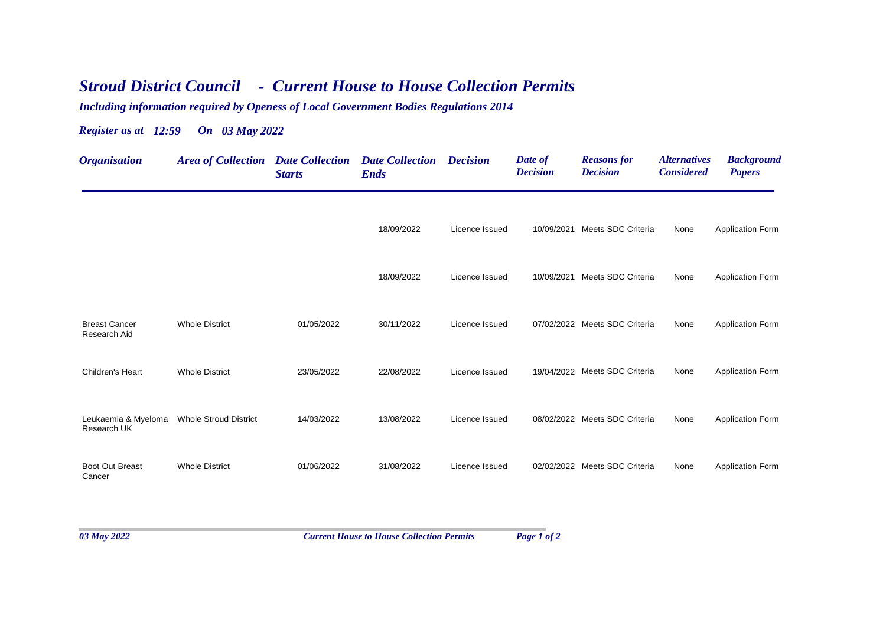# *Stroud District Council - Current House to House Collection Permits*

*Including information required by Openess of Local Government Bodies Regulations 2014*

*Register as at 12:59 On 03 May 2022*

| Organisation | Area of Collection | Date Collection Starts | Date Collection Ends | Decision | Date of Decision | Reasons for Decision | Alternatives Considered | Background Papers |
|---|---|---|---|---|---|---|---|---|
| | | | 18/09/2022 | Licence Issued | 10/09/2021 | Meets SDC Criteria | None | Application Form |
| | | | 18/09/2022 | Licence Issued | 10/09/2021 | Meets SDC Criteria | None | Application Form |
| Breast Cancer Research Aid | Whole District | 01/05/2022 | 30/11/2022 | Licence Issued | 07/02/2022 | Meets SDC Criteria | None | Application Form |
| Children's Heart | Whole District | 23/05/2022 | 22/08/2022 | Licence Issued | 19/04/2022 | Meets SDC Criteria | None | Application Form |
| Leukaemia & Myeloma Research UK | Whole Stroud District | 14/03/2022 | 13/08/2022 | Licence Issued | 08/02/2022 | Meets SDC Criteria | None | Application Form |
| Boot Out Breast Cancer | Whole District | 01/06/2022 | 31/08/2022 | Licence Issued | 02/02/2022 | Meets SDC Criteria | None | Application Form |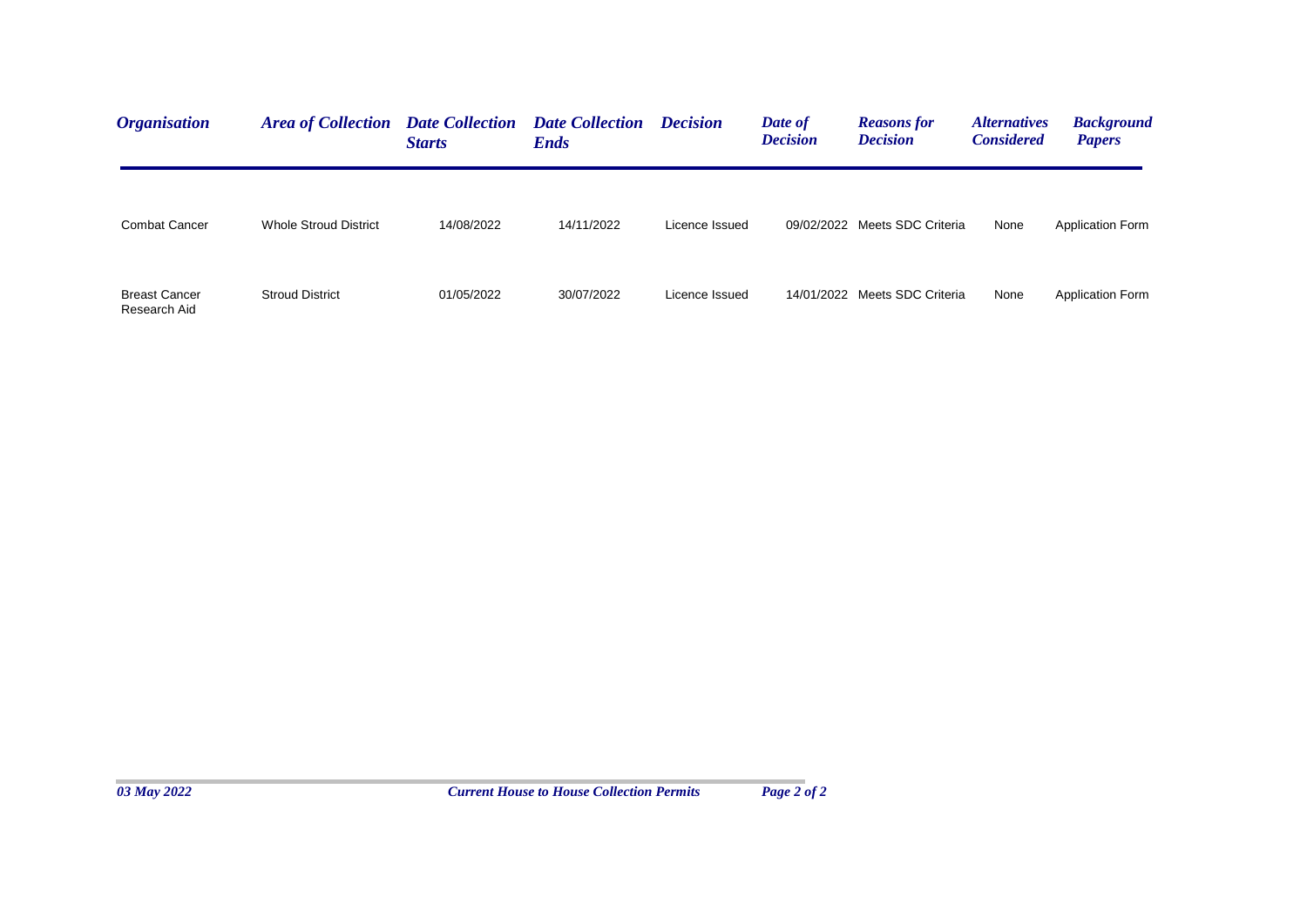| Organisation | Area of Collection | Date Collection Starts | Date Collection Ends | Decision | Date of Decision | Reasons for Decision | Alternatives Considered | Background Papers |
|---|---|---|---|---|---|---|---|---|
| Combat Cancer | Whole Stroud District | 14/08/2022 | 14/11/2022 | Licence Issued | 09/02/2022 | Meets SDC Criteria | None | Application Form |
| Breast Cancer Research Aid | Stroud District | 01/05/2022 | 30/07/2022 | Licence Issued | 14/01/2022 | Meets SDC Criteria | None | Application Form |